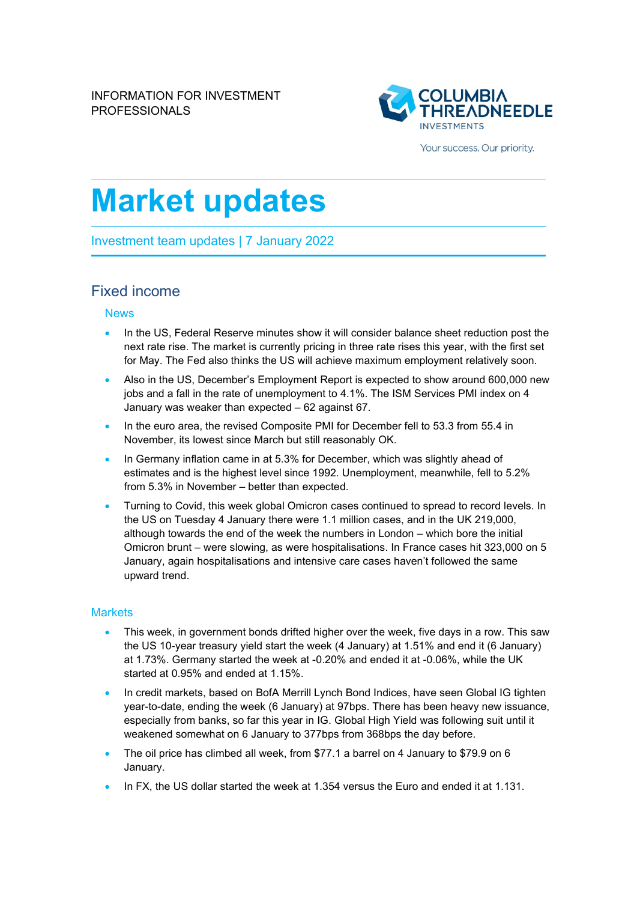INFORMATION FOR INVESTMENT PROFESSIONALS

# Market updates

Investment team updates | 7 January 2022

## Fixed income

### News

- In the US, Federal Reserve minutes show it will consider balance sheet reduction post the next rate rise. The market is currently pricing in three rate rises this year, with the first set for May. The Fed also thinks the US will achieve maximum employment relatively soon.
- Also in the US, December's Employment Report is expected to show around 600,000 new jobs and a fall in the rate of unemployment to 4.1%. The ISM Services PMI index on 4 January was weaker than expected – 62 against 67.
- In the euro area, the revised Composite PMI for December fell to 53.3 from 55.4 in November, its lowest since March but still reasonably OK.
- In Germany inflation came in at 5.3% for December, which was slightly ahead of estimates and is the highest level since 1992. Unemployment, meanwhile, fell to 5.2% from 5.3% in November – better than expected.
- Turning to Covid, this week global Omicron cases continued to spread to record levels. In the US on Tuesday 4 January there were 1.1 million cases, and in the UK 219,000, although towards the end of the week the numbers in London – which bore the initial Omicron brunt – were slowing, as were hospitalisations. In France cases hit 323,000 on 5 January, again hospitalisations and intensive care cases haven't followed the same upward trend.

### Markets

- This week, in government bonds drifted higher over the week, five days in a row. This saw the US 10-year treasury yield start the week (4 January) at 1.51% and end it (6 January) at 1.73%. Germany started the week at -0.20% and ended it at -0.06%, while the UK started at 0.95% and ended at 1.15%.
- In credit markets, based on BofA Merrill Lynch Bond Indices, have seen Global IG tighten year-to-date, ending the week (6 January) at 97bps. There has been heavy new issuance, especially from banks, so far this year in IG. Global High Yield was following suit until it weakened somewhat on 6 January to 377bps from 368bps the day before.
- The oil price has climbed all week, from $77.1 a barrel on 4 January to $79.9 on 6 January.
- In FX, the US dollar started the week at 1.354 versus the Euro and ended it at 1.131.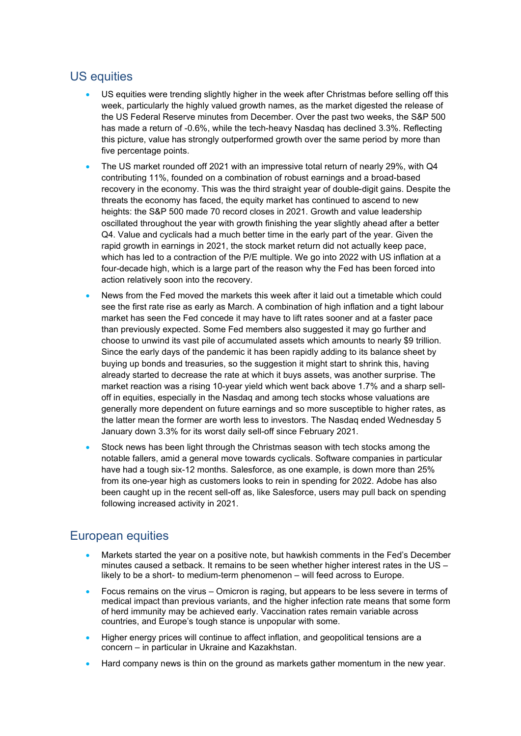## US equities

- US equities were trending slightly higher in the week after Christmas before selling off this week, particularly the highly valued growth names, as the market digested the release of the US Federal Reserve minutes from December. Over the past two weeks, the S&P 500 has made a return of -0.6%, while the tech-heavy Nasdaq has declined 3.3%. Reflecting this picture, value has strongly outperformed growth over the same period by more than five percentage points.
- The US market rounded off 2021 with an impressive total return of nearly 29%, with Q4 contributing 11%, founded on a combination of robust earnings and a broad-based recovery in the economy. This was the third straight year of double-digit gains. Despite the threats the economy has faced, the equity market has continued to ascend to new heights: the S&P 500 made 70 record closes in 2021. Growth and value leadership oscillated throughout the year with growth finishing the year slightly ahead after a better Q4. Value and cyclicals had a much better time in the early part of the year. Given the rapid growth in earnings in 2021, the stock market return did not actually keep pace, which has led to a contraction of the P/E multiple. We go into 2022 with US inflation at a four-decade high, which is a large part of the reason why the Fed has been forced into action relatively soon into the recovery.
- News from the Fed moved the markets this week after it laid out a timetable which could see the first rate rise as early as March. A combination of high inflation and a tight labour market has seen the Fed concede it may have to lift rates sooner and at a faster pace than previously expected. Some Fed members also suggested it may go further and choose to unwind its vast pile of accumulated assets which amounts to nearly $9 trillion. Since the early days of the pandemic it has been rapidly adding to its balance sheet by buying up bonds and treasuries, so the suggestion it might start to shrink this, having already started to decrease the rate at which it buys assets, was another surprise. The market reaction was a rising 10-year yield which went back above 1.7% and a sharp sell-off in equities, especially in the Nasdaq and among tech stocks whose valuations are generally more dependent on future earnings and so more susceptible to higher rates, as the latter mean the former are worth less to investors. The Nasdaq ended Wednesday 5 January down 3.3% for its worst daily sell-off since February 2021.
- Stock news has been light through the Christmas season with tech stocks among the notable fallers, amid a general move towards cyclicals. Software companies in particular have had a tough six-12 months. Salesforce, as one example, is down more than 25% from its one-year high as customers looks to rein in spending for 2022. Adobe has also been caught up in the recent sell-off as, like Salesforce, users may pull back on spending following increased activity in 2021.

## European equities

- Markets started the year on a positive note, but hawkish comments in the Fed's December minutes caused a setback. It remains to be seen whether higher interest rates in the US – likely to be a short- to medium-term phenomenon – will feed across to Europe.
- Focus remains on the virus – Omicron is raging, but appears to be less severe in terms of medical impact than previous variants, and the higher infection rate means that some form of herd immunity may be achieved early. Vaccination rates remain variable across countries, and Europe's tough stance is unpopular with some.
- Higher energy prices will continue to affect inflation, and geopolitical tensions are a concern – in particular in Ukraine and Kazakhstan.
- Hard company news is thin on the ground as markets gather momentum in the new year.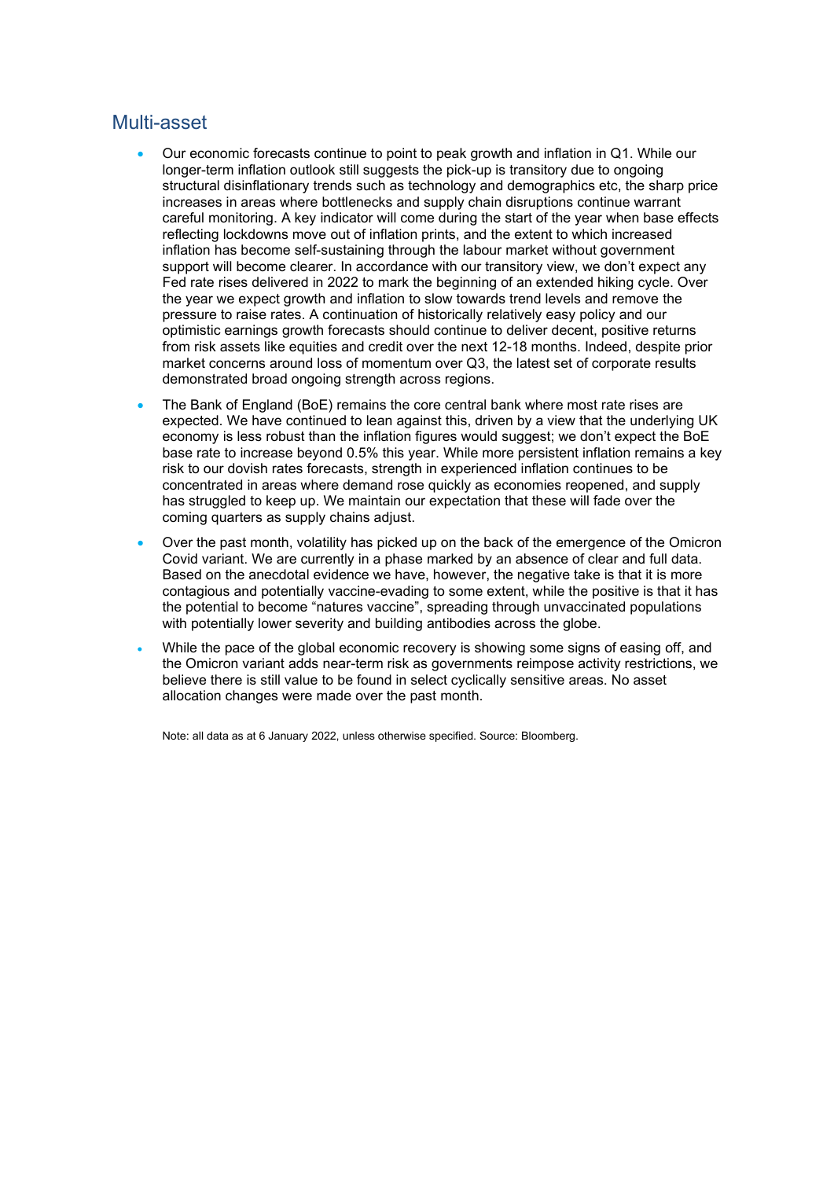## Multi-asset

- Our economic forecasts continue to point to peak growth and inflation in Q1. While our longer-term inflation outlook still suggests the pick-up is transitory due to ongoing structural disinflationary trends such as technology and demographics etc, the sharp price increases in areas where bottlenecks and supply chain disruptions continue warrant careful monitoring. A key indicator will come during the start of the year when base effects reflecting lockdowns move out of inflation prints, and the extent to which increased inflation has become self-sustaining through the labour market without government support will become clearer. In accordance with our transitory view, we don't expect any Fed rate rises delivered in 2022 to mark the beginning of an extended hiking cycle. Over the year we expect growth and inflation to slow towards trend levels and remove the pressure to raise rates. A continuation of historically relatively easy policy and our optimistic earnings growth forecasts should continue to deliver decent, positive returns from risk assets like equities and credit over the next 12-18 months. Indeed, despite prior market concerns around loss of momentum over Q3, the latest set of corporate results demonstrated broad ongoing strength across regions.
- The Bank of England (BoE) remains the core central bank where most rate rises are expected. We have continued to lean against this, driven by a view that the underlying UK economy is less robust than the inflation figures would suggest; we don't expect the BoE base rate to increase beyond 0.5% this year. While more persistent inflation remains a key risk to our dovish rates forecasts, strength in experienced inflation continues to be concentrated in areas where demand rose quickly as economies reopened, and supply has struggled to keep up. We maintain our expectation that these will fade over the coming quarters as supply chains adjust.
- Over the past month, volatility has picked up on the back of the emergence of the Omicron Covid variant. We are currently in a phase marked by an absence of clear and full data. Based on the anecdotal evidence we have, however, the negative take is that it is more contagious and potentially vaccine-evading to some extent, while the positive is that it has the potential to become "natures vaccine", spreading through unvaccinated populations with potentially lower severity and building antibodies across the globe.
- While the pace of the global economic recovery is showing some signs of easing off, and the Omicron variant adds near-term risk as governments reimpose activity restrictions, we believe there is still value to be found in select cyclically sensitive areas. No asset allocation changes were made over the past month.

Note: all data as at 6 January 2022, unless otherwise specified. Source: Bloomberg.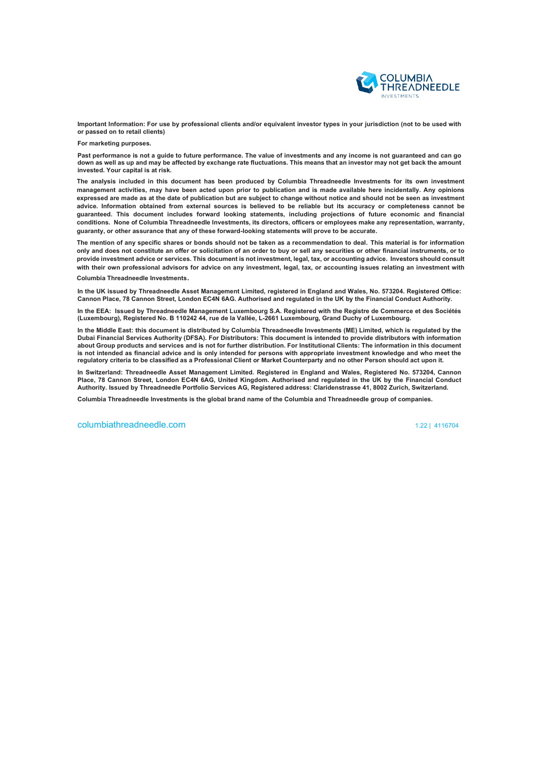**Important Information: For use by professional clients and/or equivalent investor types in your jurisdiction (not to be used with or passed on to retail clients)**

**For marketing purposes.**

**Past performance is not a guide to future performance. The value of investments and any income is not guaranteed and can go down as well as up and may be affected by exchange rate fluctuations. This means that an investor may not get back the amount invested. Your capital is at risk.**

**The analysis included in this document has been produced by Columbia Threadneedle Investments for its own investment management activities, may have been acted upon prior to publication and is made available here incidentally. Any opinions expressed are made as at the date of publication but are subject to change without notice and should not be seen as investment advice. Information obtained from external sources is believed to be reliable but its accuracy or completeness cannot be guaranteed. This document includes forward looking statements, including projections of future economic and financial conditions. None of Columbia Threadneedle Investments, its directors, officers or employees make any representation, warranty, guaranty, or other assurance that any of these forward-looking statements will prove to be accurate.**

**The mention of any specific shares or bonds should not be taken as a recommendation to deal. This material is for information only and does not constitute an offer or solicitation of an order to buy or sell any securities or other financial instruments, or to provide investment advice or services. This document is not investment, legal, tax, or accounting advice. Investors should consult with their own professional advisors for advice on any investment, legal, tax, or accounting issues relating an investment with Columbia Threadneedle Investments.**

**In the UK issued by Threadneedle Asset Management Limited, registered in England and Wales, No. 573204. Registered Office: Cannon Place, 78 Cannon Street, London EC4N 6AG. Authorised and regulated in the UK by the Financial Conduct Authority.**

**In the EEA: Issued by Threadneedle Management Luxembourg S.A. Registered with the Registre de Commerce et des Sociétés (Luxembourg), Registered No. B 110242 44, rue de la Vallée, L-2661 Luxembourg, Grand Duchy of Luxembourg.**

**In the Middle East: this document is distributed by Columbia Threadneedle Investments (ME) Limited, which is regulated by the Dubai Financial Services Authority (DFSA). For Distributors: This document is intended to provide distributors with information about Group products and services and is not for further distribution. For Institutional Clients: The information in this document is not intended as financial advice and is only intended for persons with appropriate investment knowledge and who meet the regulatory criteria to be classified as a Professional Client or Market Counterparty and no other Person should act upon it.**

**In Switzerland: Threadneedle Asset Management Limited. Registered in England and Wales, Registered No. 573204, Cannon Place, 78 Cannon Street, London EC4N 6AG, United Kingdom. Authorised and regulated in the UK by the Financial Conduct Authority. Issued by Threadneedle Portfolio Services AG, Registered address: Claridenstrasse 41, 8002 Zurich, Switzerland.**

**Columbia Threadneedle Investments is the global brand name of the Columbia and Threadneedle group of companies.**

columbiathreadneedle.com

1.22 | 4116704